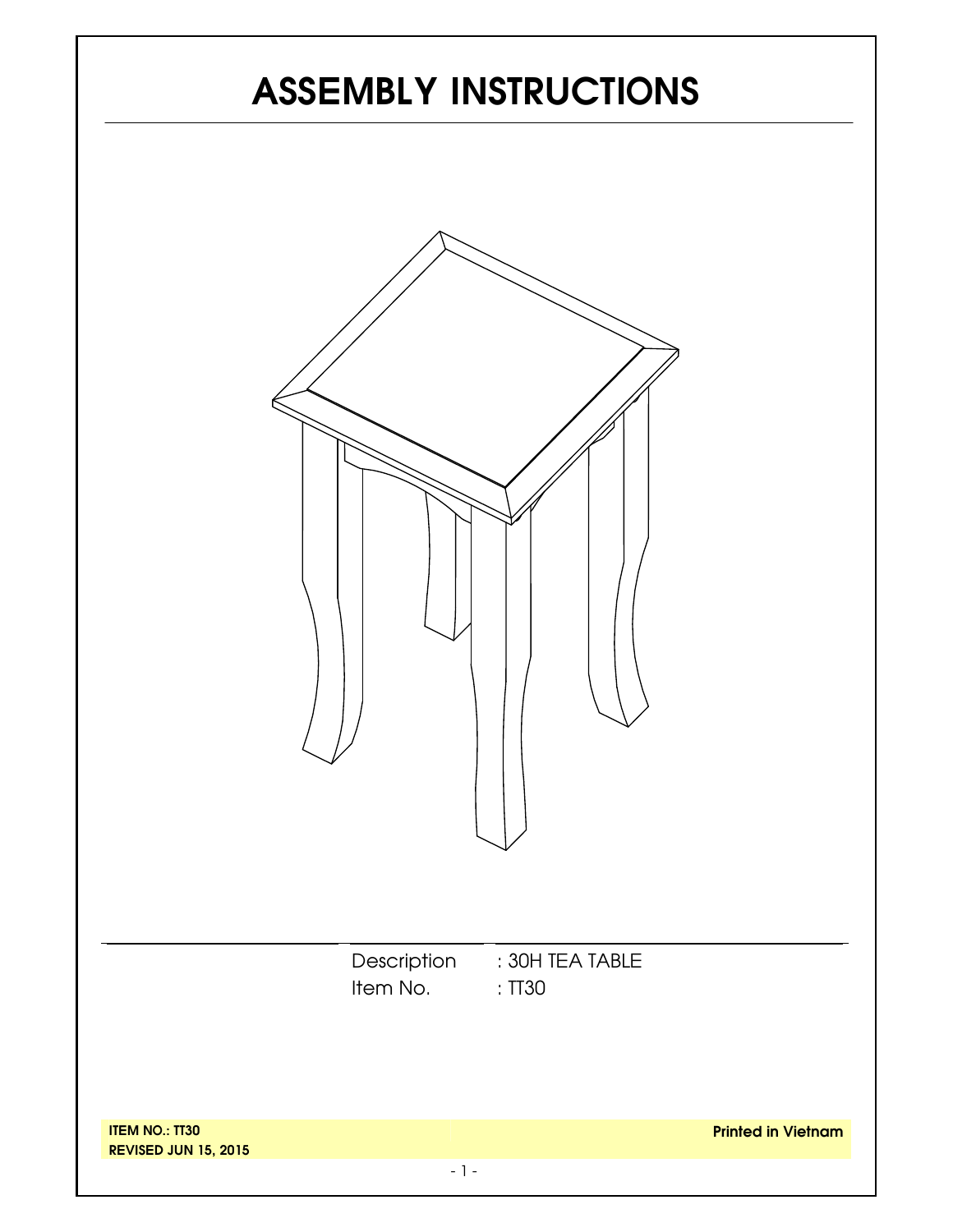# ASSEMBLY INSTRUCTIONS

Description : 30H TEA TABLE
Item No. : TT30

**ITEM NO.: TT30**
**REVISED JUN 15, 2015**

**Printed in Vietnam**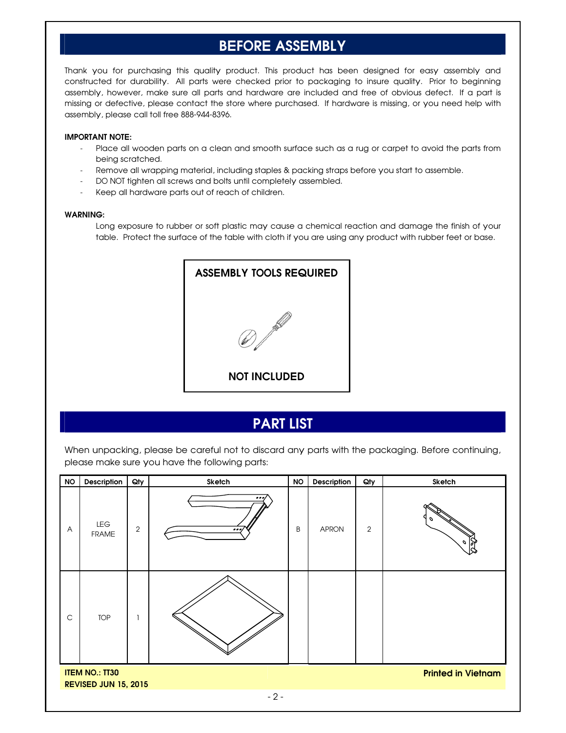## BEFORE ASSEMBLY

Thank you for purchasing this quality product. This product has been designed for easy assembly and constructed for durability. All parts were checked prior to packaging to insure quality. Prior to beginning assembly, however, make sure all parts and hardware are included and free of obvious defect. If a part is missing or defective, please contact the store where purchased. If hardware is missing, or you need help with assembly, please call toll free 888-944-8396.

**IMPORTANT NOTE:**

- Place all wooden parts on a clean and smooth surface such as a rug or carpet to avoid the parts from being scratched.
- Remove all wrapping material, including staples & packing straps before you start to assemble.
- DO NOT tighten all screws and bolts until completely assembled.
- Keep all hardware parts out of reach of children.

**WARNING:**

Long exposure to rubber or soft plastic may cause a chemical reaction and damage the finish of your table. Protect the surface of the table with cloth if you are using any product with rubber feet or base.

**ASSEMBLY TOOLS REQUIRED**

**NOT INCLUDED**

## PART LIST

When unpacking, please be careful not to discard any parts with the packaging. Before continuing, please make sure you have the following parts:

| NO | Description | Qty | Sketch | NO | Description | Qty | Sketch |
|---|---|---|---|---|---|---|---|
| A | LEG FRAME | 2 | | B | APRON | 2 | |
| C | TOP | 1 | | | | | |

**ITEM NO.: TT30**
**REVISED JUN 15, 2015**

**Printed in Vietnam**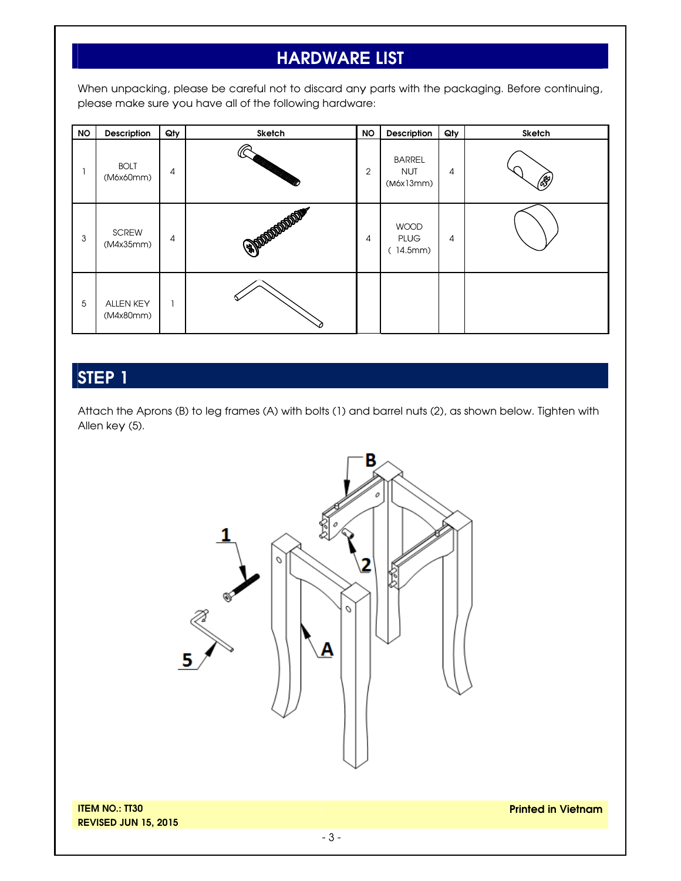## HARDWARE LIST

When unpacking, please be careful not to discard any parts with the packaging. Before continuing, please make sure you have all of the following hardware:

| NO | Description | Qty | Sketch | NO | Description | Qty | Sketch |
|---|---|---|---|---|---|---|---|
| 1 | BOLT (M6x60mm) | 4 | | 2 | BARREL NUT (M6x13mm) | 4 | |
| 3 | SCREW (M4x35mm) | 4 | | 4 | WOOD PLUG ( 14.5mm) | 4 | |
| 5 | ALLEN KEY (M4x80mm) | 1 | | | | | |

## STEP 1

Attach the Aprons (B) to leg frames (A) with bolts (1) and barrel nuts (2), as shown below. Tighten with Allen key (5).

**ITEM NO.: TT30**
**REVISED JUN 15, 2015**

**Printed in Vietnam**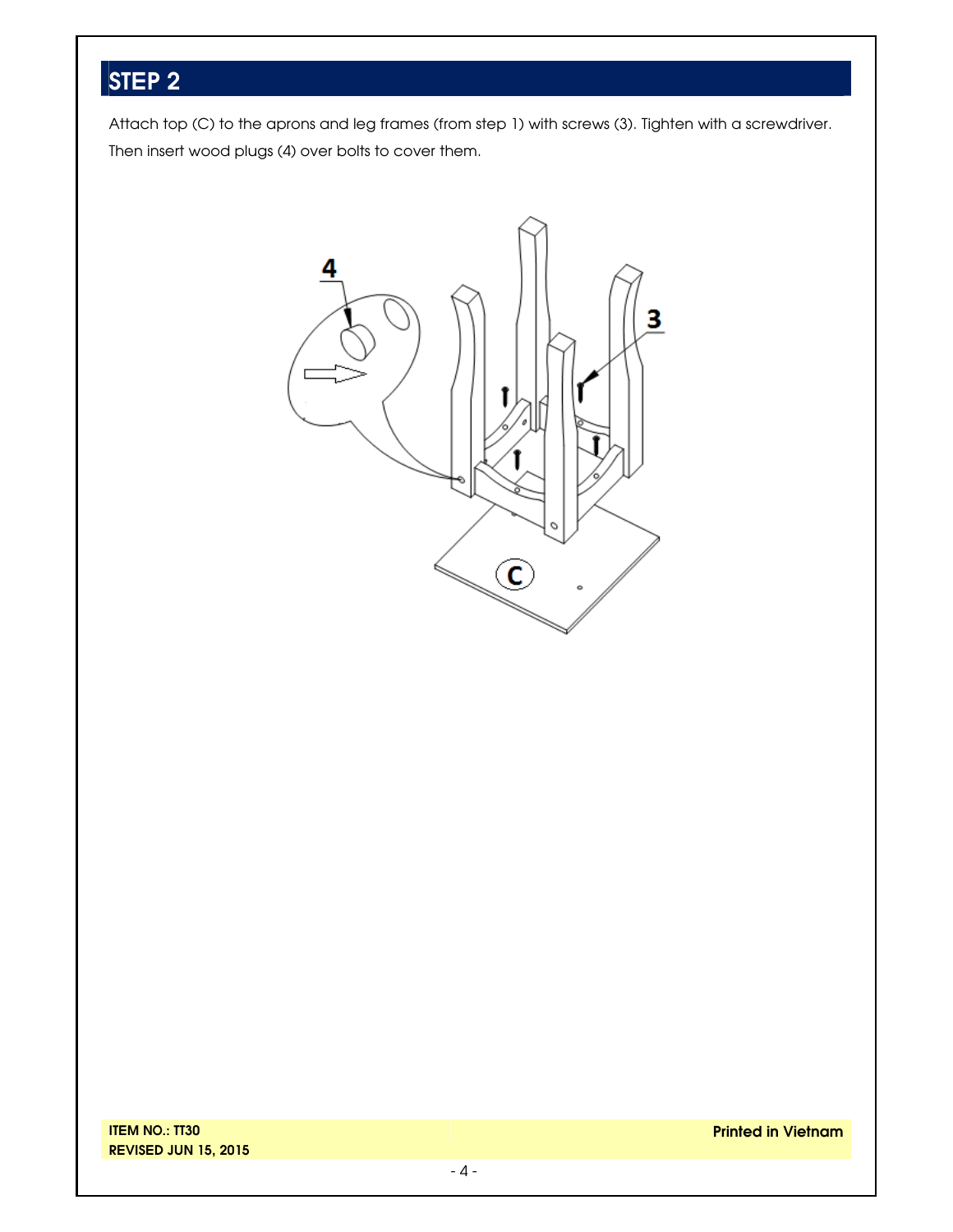## STEP 2

Attach top (C) to the aprons and leg frames (from step 1) with screws (3). Tighten with a screwdriver. Then insert wood plugs (4) over bolts to cover them.

4

3

C

**ITEM NO.: TT30**
**REVISED JUN 15, 2015**

**Printed in Vietnam**